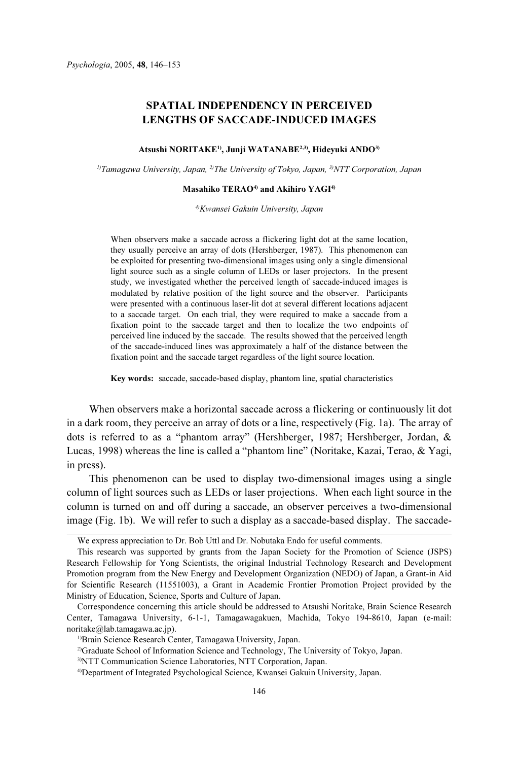# SPATIAL INDEPENDENCY IN PERCEIVED LENGTHS OF SACCADE-INDUCED IMAGES

**Atsushi NORITAKE[1], Junji WATANABE[2,3], Hideyuki ANDO[3]**

*[1]Tamagawa University, Japan, [2]The University of Tokyo, Japan, [3]NTT Corporation, Japan*

**Masahiko TERAO[4] and Akihiro YAGI[4]**

*[4]Kwansei Gakuin University, Japan*

When observers make a saccade across a flickering light dot at the same location, they usually perceive an array of dots (Hershberger, 1987). This phenomenon can be exploited for presenting two-dimensional images using only a single dimensional light source such as a single column of LEDs or laser projectors. In the present study, we investigated whether the perceived length of saccade-induced images is modulated by relative position of the light source and the observer. Participants were presented with a continuous laser-lit dot at several different locations adjacent to a saccade target. On each trial, they were required to make a saccade from a fixation point to the saccade target and then to localize the two endpoints of perceived line induced by the saccade. The results showed that the perceived length of the saccade-induced lines was approximately a half of the distance between the fixation point and the saccade target regardless of the light source location.

**Key words:** saccade, saccade-based display, phantom line, spatial characteristics

When observers make a horizontal saccade across a flickering or continuously lit dot in a dark room, they perceive an array of dots or a line, respectively (Fig. 1a). The array of dots is referred to as a "phantom array" (Hershberger, 1987; Hershberger, Jordan, & Lucas, 1998) whereas the line is called a "phantom line" (Noritake, Kazai, Terao, & Yagi, in press).

This phenomenon can be used to display two-dimensional images using a single column of light sources such as LEDs or laser projections. When each light source in the column is turned on and off during a saccade, an observer perceives a two-dimensional image (Fig. 1b). We will refer to such a display as a saccade-based display. The saccade-

---

We express appreciation to Dr. Bob Uttl and Dr. Nobutaka Endo for useful comments.

This research was supported by grants from the Japan Society for the Promotion of Science (JSPS) Research Fellowship for Yong Scientists, the original Industrial Technology Research and Development Promotion program from the New Energy and Development Organization (NEDO) of Japan, a Grant-in Aid for Scientific Research (11551003), a Grant in Academic Frontier Promotion Project provided by the Ministry of Education, Science, Sports and Culture of Japan.

Correspondence concerning this article should be addressed to Atsushi Noritake, Brain Science Research Center, Tamagawa University, 6-1-1, Tamagawagakuen, Machida, Tokyo 194-8610, Japan (e-mail: noritake@lab.tamagawa.ac.jp).

[1]Brain Science Research Center, Tamagawa University, Japan.

[2]Graduate School of Information Science and Technology, The University of Tokyo, Japan.

[3]NTT Communication Science Laboratories, NTT Corporation, Japan.

[4]Department of Integrated Psychological Science, Kwansei Gakuin University, Japan.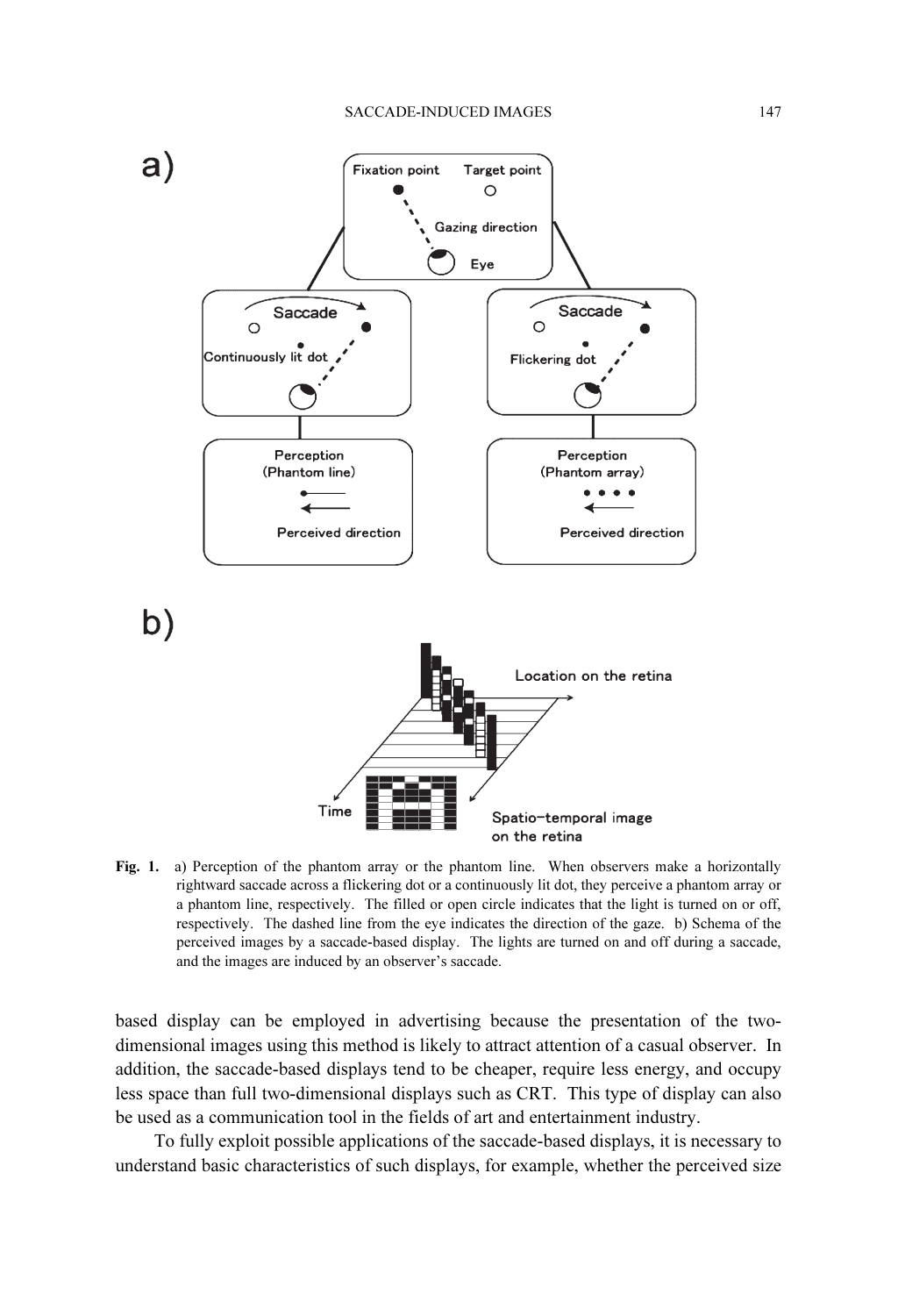**Fig. 1.** a) Perception of the phantom array or the phantom line. When observers make a horizontally rightward saccade across a flickering dot or a continuously lit dot, they perceive a phantom array or a phantom line, respectively. The filled or open circle indicates that the light is turned on or off, respectively. The dashed line from the eye indicates the direction of the gaze. b) Schema of the perceived images by a saccade-based display. The lights are turned on and off during a saccade, and the images are induced by an observer's saccade.

based display can be employed in advertising because the presentation of the two-dimensional images using this method is likely to attract attention of a casual observer. In addition, the saccade-based displays tend to be cheaper, require less energy, and occupy less space than full two-dimensional displays such as CRT. This type of display can also be used as a communication tool in the fields of art and entertainment industry.

To fully exploit possible applications of the saccade-based displays, it is necessary to understand basic characteristics of such displays, for example, whether the perceived size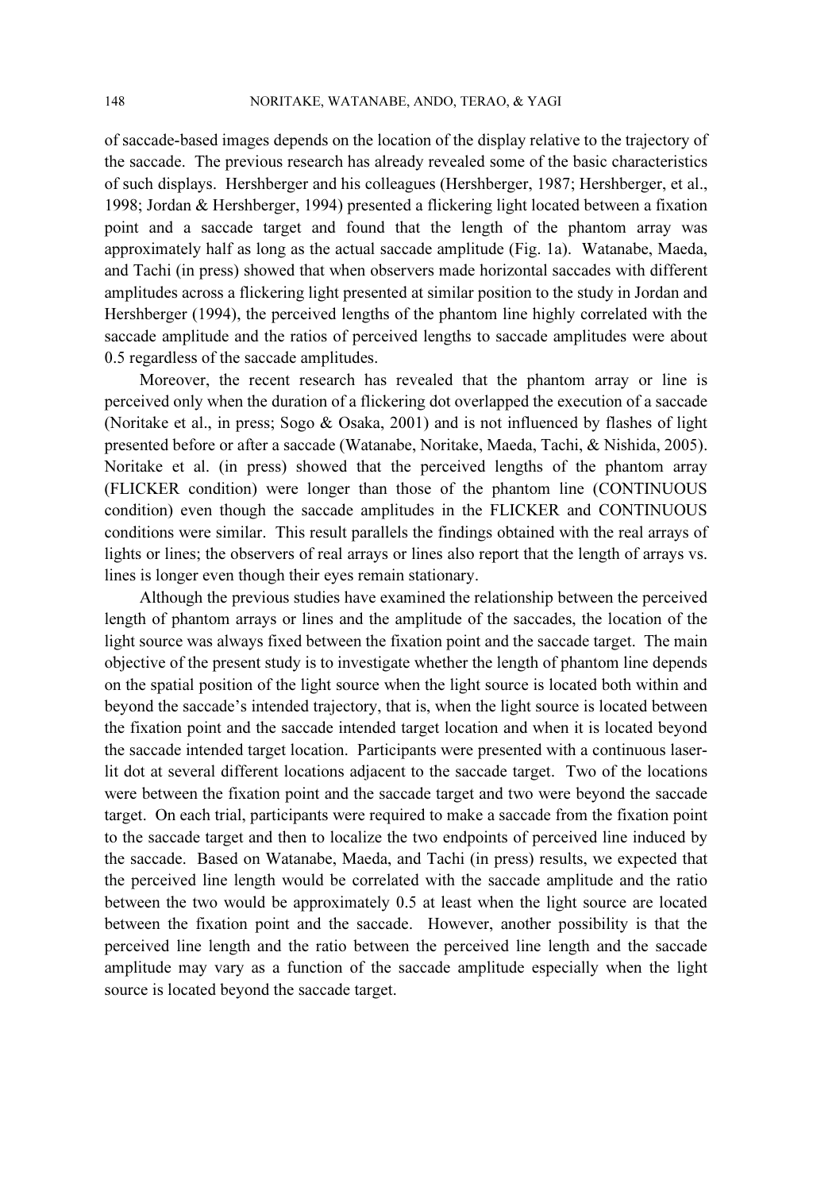of saccade-based images depends on the location of the display relative to the trajectory of the saccade. The previous research has already revealed some of the basic characteristics of such displays. Hershberger and his colleagues (Hershberger, 1987; Hershberger, et al., 1998; Jordan & Hershberger, 1994) presented a flickering light located between a fixation point and a saccade target and found that the length of the phantom array was approximately half as long as the actual saccade amplitude (Fig. 1a). Watanabe, Maeda, and Tachi (in press) showed that when observers made horizontal saccades with different amplitudes across a flickering light presented at similar position to the study in Jordan and Hershberger (1994), the perceived lengths of the phantom line highly correlated with the saccade amplitude and the ratios of perceived lengths to saccade amplitudes were about 0.5 regardless of the saccade amplitudes.

Moreover, the recent research has revealed that the phantom array or line is perceived only when the duration of a flickering dot overlapped the execution of a saccade (Noritake et al., in press; Sogo & Osaka, 2001) and is not influenced by flashes of light presented before or after a saccade (Watanabe, Noritake, Maeda, Tachi, & Nishida, 2005). Noritake et al. (in press) showed that the perceived lengths of the phantom array (FLICKER condition) were longer than those of the phantom line (CONTINUOUS condition) even though the saccade amplitudes in the FLICKER and CONTINUOUS conditions were similar. This result parallels the findings obtained with the real arrays of lights or lines; the observers of real arrays or lines also report that the length of arrays vs. lines is longer even though their eyes remain stationary.

Although the previous studies have examined the relationship between the perceived length of phantom arrays or lines and the amplitude of the saccades, the location of the light source was always fixed between the fixation point and the saccade target. The main objective of the present study is to investigate whether the length of phantom line depends on the spatial position of the light source when the light source is located both within and beyond the saccade's intended trajectory, that is, when the light source is located between the fixation point and the saccade intended target location and when it is located beyond the saccade intended target location. Participants were presented with a continuous laser-lit dot at several different locations adjacent to the saccade target. Two of the locations were between the fixation point and the saccade target and two were beyond the saccade target. On each trial, participants were required to make a saccade from the fixation point to the saccade target and then to localize the two endpoints of perceived line induced by the saccade. Based on Watanabe, Maeda, and Tachi (in press) results, we expected that the perceived line length would be correlated with the saccade amplitude and the ratio between the two would be approximately 0.5 at least when the light source are located between the fixation point and the saccade. However, another possibility is that the perceived line length and the ratio between the perceived line length and the saccade amplitude may vary as a function of the saccade amplitude especially when the light source is located beyond the saccade target.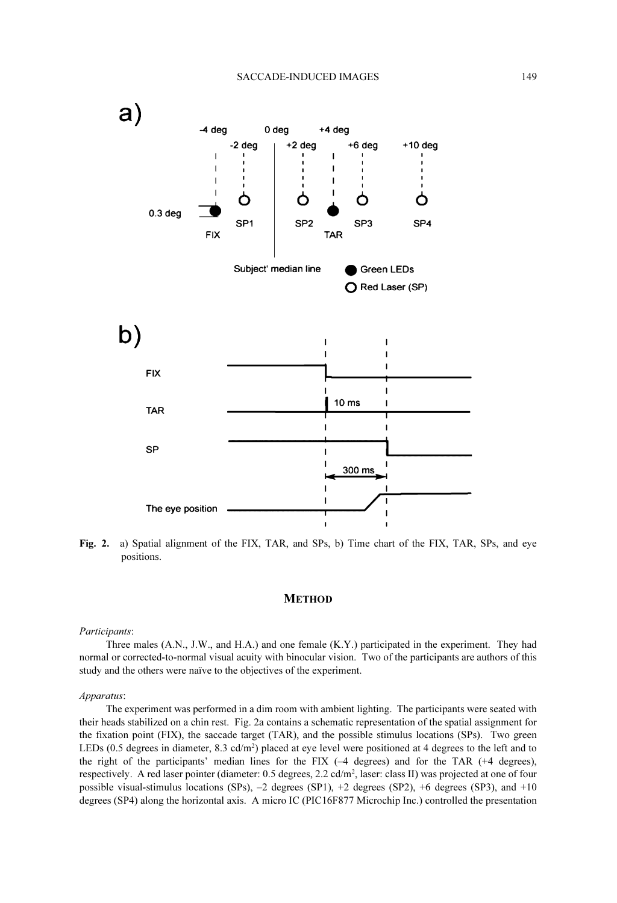**Fig. 2.** a) Spatial alignment of the FIX, TAR, and SPs, b) Time chart of the FIX, TAR, SPs, and eye positions.

## METHOD

*Participants*:

Three males (A.N., J.W., and H.A.) and one female (K.Y.) participated in the experiment. They had normal or corrected-to-normal visual acuity with binocular vision. Two of the participants are authors of this study and the others were naïve to the objectives of the experiment.

*Apparatus*:

The experiment was performed in a dim room with ambient lighting. The participants were seated with their heads stabilized on a chin rest. Fig. 2a contains a schematic representation of the spatial assignment for the fixation point (FIX), the saccade target (TAR), and the possible stimulus locations (SPs). Two green LEDs (0.5 degrees in diameter, 8.3 cd/m$^2$) placed at eye level were positioned at 4 degrees to the left and to the right of the participants' median lines for the FIX (–4 degrees) and for the TAR (+4 degrees), respectively. A red laser pointer (diameter: 0.5 degrees, 2.2 cd/m$^2$, laser: class II) was projected at one of four possible visual-stimulus locations (SPs), –2 degrees (SP1), +2 degrees (SP2), +6 degrees (SP3), and +10 degrees (SP4) along the horizontal axis. A micro IC (PIC16F877 Microchip Inc.) controlled the presentation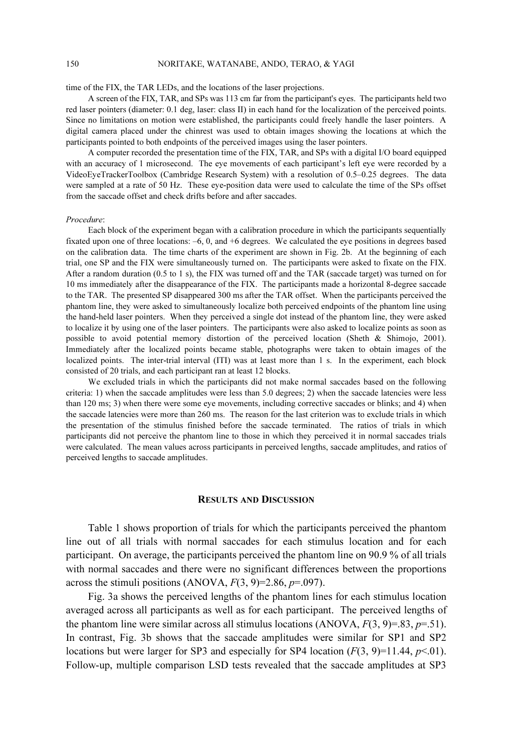time of the FIX, the TAR LEDs, and the locations of the laser projections.

A screen of the FIX, TAR, and SPs was 113 cm far from the participant's eyes. The participants held two red laser pointers (diameter: 0.1 deg, laser: class II) in each hand for the localization of the perceived points. Since no limitations on motion were established, the participants could freely handle the laser pointers. A digital camera placed under the chinrest was used to obtain images showing the locations at which the participants pointed to both endpoints of the perceived images using the laser pointers.

A computer recorded the presentation time of the FIX, TAR, and SPs with a digital I/O board equipped with an accuracy of 1 microsecond. The eye movements of each participant's left eye were recorded by a VideoEyeTrackerToolbox (Cambridge Research System) with a resolution of 0.5–0.25 degrees. The data were sampled at a rate of 50 Hz. These eye-position data were used to calculate the time of the SPs offset from the saccade offset and check drifts before and after saccades.

*Procedure*:

Each block of the experiment began with a calibration procedure in which the participants sequentially fixated upon one of three locations: –6, 0, and +6 degrees. We calculated the eye positions in degrees based on the calibration data. The time charts of the experiment are shown in Fig. 2b. At the beginning of each trial, one SP and the FIX were simultaneously turned on. The participants were asked to fixate on the FIX. After a random duration (0.5 to 1 s), the FIX was turned off and the TAR (saccade target) was turned on for 10 ms immediately after the disappearance of the FIX. The participants made a horizontal 8-degree saccade to the TAR. The presented SP disappeared 300 ms after the TAR offset. When the participants perceived the phantom line, they were asked to simultaneously localize both perceived endpoints of the phantom line using the hand-held laser pointers. When they perceived a single dot instead of the phantom line, they were asked to localize it by using one of the laser pointers. The participants were also asked to localize points as soon as possible to avoid potential memory distortion of the perceived location (Sheth & Shimojo, 2001). Immediately after the localized points became stable, photographs were taken to obtain images of the localized points. The inter-trial interval (ITI) was at least more than 1 s. In the experiment, each block consisted of 20 trials, and each participant ran at least 12 blocks.

We excluded trials in which the participants did not make normal saccades based on the following criteria: 1) when the saccade amplitudes were less than 5.0 degrees; 2) when the saccade latencies were less than 120 ms; 3) when there were some eye movements, including corrective saccades or blinks; and 4) when the saccade latencies were more than 260 ms. The reason for the last criterion was to exclude trials in which the presentation of the stimulus finished before the saccade terminated. The ratios of trials in which participants did not perceive the phantom line to those in which they perceived it in normal saccades trials were calculated. The mean values across participants in perceived lengths, saccade amplitudes, and ratios of perceived lengths to saccade amplitudes.

## RESULTS AND DISCUSSION

Table 1 shows proportion of trials for which the participants perceived the phantom line out of all trials with normal saccades for each stimulus location and for each participant. On average, the participants perceived the phantom line on 90.9 % of all trials with normal saccades and there were no significant differences between the proportions across the stimuli positions (ANOVA, $F(3, 9)=2.86$, $p=.097$).

Fig. 3a shows the perceived lengths of the phantom lines for each stimulus location averaged across all participants as well as for each participant. The perceived lengths of the phantom line were similar across all stimulus locations (ANOVA, $F(3, 9)=.83$, $p=.51$). In contrast, Fig. 3b shows that the saccade amplitudes were similar for SP1 and SP2 locations but were larger for SP3 and especially for SP4 location ($F(3, 9)=11.44$, $p<.01$). Follow-up, multiple comparison LSD tests revealed that the saccade amplitudes at SP3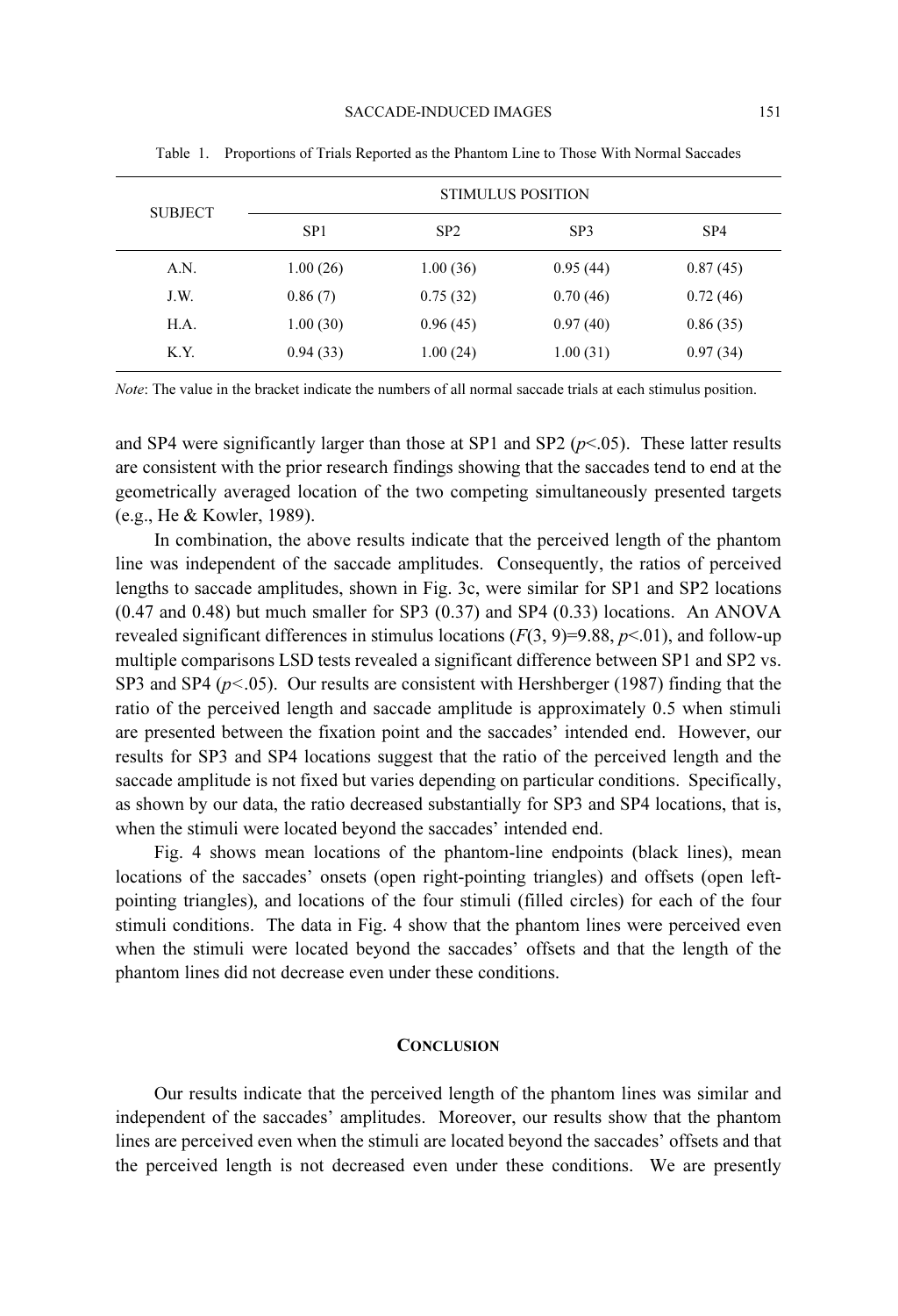Table 1. Proportions of Trials Reported as the Phantom Line to Those With Normal Saccades

| SUBJECT | STIMULUS POSITION | | | |
|---|---|---|---|---|
| | SP1 | SP2 | SP3 | SP4 |
| A.N. | 1.00 (26) | 1.00 (36) | 0.95 (44) | 0.87 (45) |
| J.W. | 0.86 (7) | 0.75 (32) | 0.70 (46) | 0.72 (46) |
| H.A. | 1.00 (30) | 0.96 (45) | 0.97 (40) | 0.86 (35) |
| K.Y. | 0.94 (33) | 1.00 (24) | 1.00 (31) | 0.97 (34) |

*Note*: The value in the bracket indicate the numbers of all normal saccade trials at each stimulus position.

and SP4 were significantly larger than those at SP1 and SP2 ($p<.05$). These latter results are consistent with the prior research findings showing that the saccades tend to end at the geometrically averaged location of the two competing simultaneously presented targets (e.g., He & Kowler, 1989).

In combination, the above results indicate that the perceived length of the phantom line was independent of the saccade amplitudes. Consequently, the ratios of perceived lengths to saccade amplitudes, shown in Fig. 3c, were similar for SP1 and SP2 locations (0.47 and 0.48) but much smaller for SP3 (0.37) and SP4 (0.33) locations. An ANOVA revealed significant differences in stimulus locations ($F(3, 9)=9.88$, $p<.01$), and follow-up multiple comparisons LSD tests revealed a significant difference between SP1 and SP2 vs. SP3 and SP4 ($p<.05$). Our results are consistent with Hershberger (1987) finding that the ratio of the perceived length and saccade amplitude is approximately 0.5 when stimuli are presented between the fixation point and the saccades' intended end. However, our results for SP3 and SP4 locations suggest that the ratio of the perceived length and the saccade amplitude is not fixed but varies depending on particular conditions. Specifically, as shown by our data, the ratio decreased substantially for SP3 and SP4 locations, that is, when the stimuli were located beyond the saccades' intended end.

Fig. 4 shows mean locations of the phantom-line endpoints (black lines), mean locations of the saccades' onsets (open right-pointing triangles) and offsets (open left-pointing triangles), and locations of the four stimuli (filled circles) for each of the four stimuli conditions. The data in Fig. 4 show that the phantom lines were perceived even when the stimuli were located beyond the saccades' offsets and that the length of the phantom lines did not decrease even under these conditions.

## CONCLUSION

Our results indicate that the perceived length of the phantom lines was similar and independent of the saccades' amplitudes. Moreover, our results show that the phantom lines are perceived even when the stimuli are located beyond the saccades' offsets and that the perceived length is not decreased even under these conditions. We are presently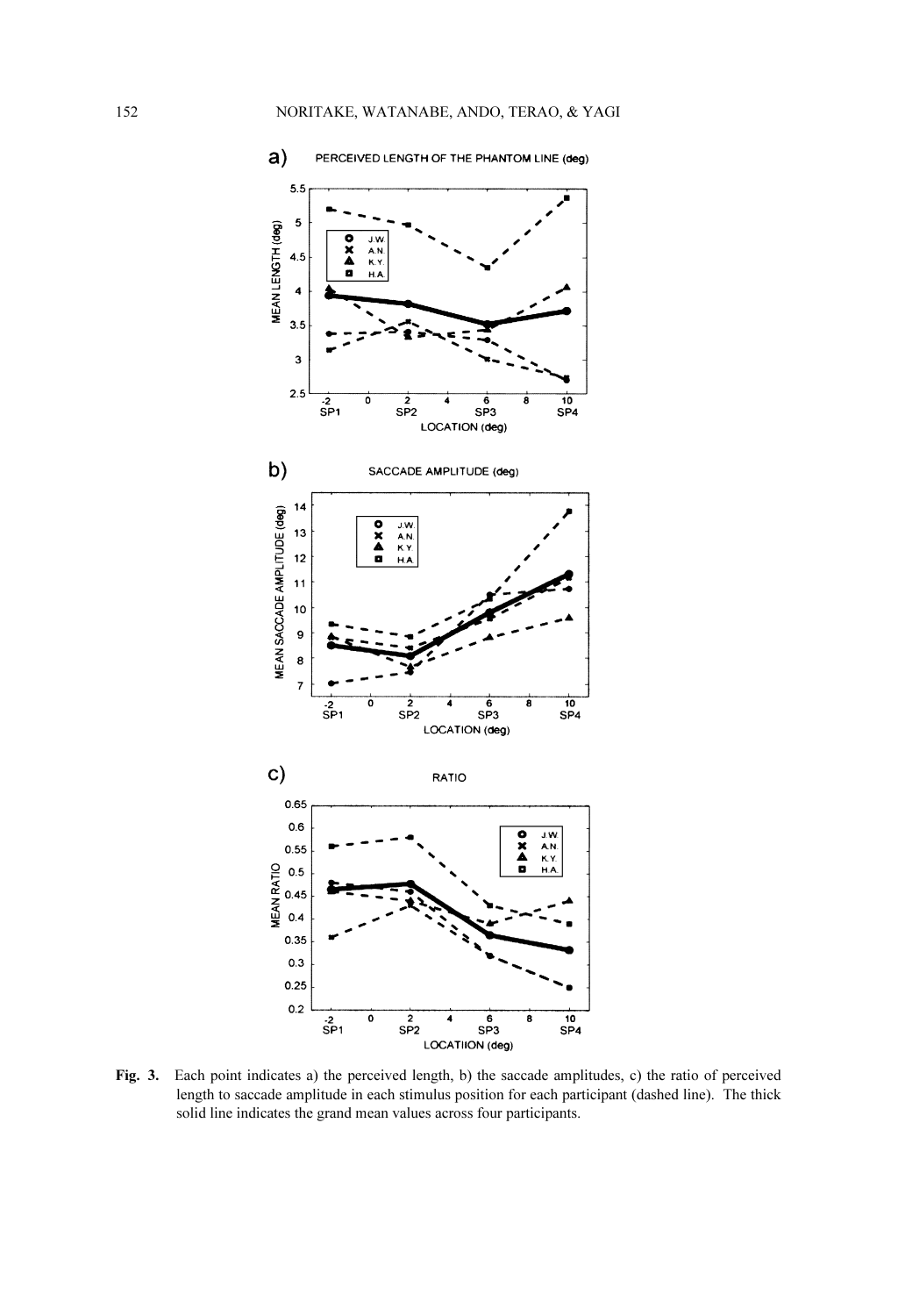a) PERCEIVED LENGTH OF THE PHANTOM LINE (deg)

b) SACCADE AMPLITUDE (deg)

c) RATIO

**Fig. 3.** Each point indicates a) the perceived length, b) the saccade amplitudes, c) the ratio of perceived length to saccade amplitude in each stimulus position for each participant (dashed line). The thick solid line indicates the grand mean values across four participants.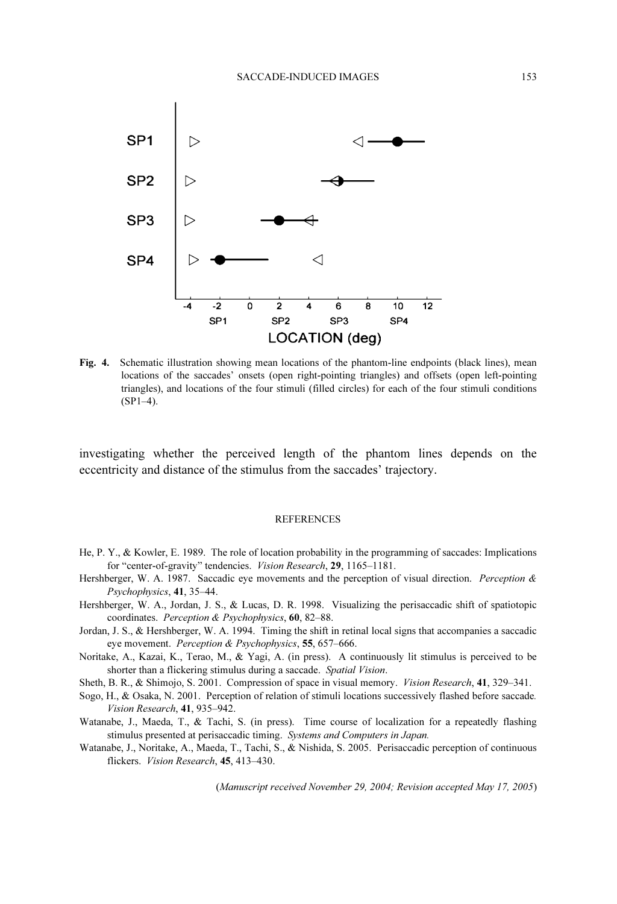SP1

SP2

SP3

SP4

-4 -2 0 2 4 6 8 10 12

SP1 SP2 SP3 SP4

LOCATION (deg)

**Fig. 4.** Schematic illustration showing mean locations of the phantom-line endpoints (black lines), mean locations of the saccades' onsets (open right-pointing triangles) and offsets (open left-pointing triangles), and locations of the four stimuli (filled circles) for each of the four stimuli conditions (SP1–4).

investigating whether the perceived length of the phantom lines depends on the eccentricity and distance of the stimulus from the saccades' trajectory.

## REFERENCES

He, P. Y., & Kowler, E. 1989. The role of location probability in the programming of saccades: Implications for "center-of-gravity" tendencies. *Vision Research*, **29**, 1165–1181.

Hershberger, W. A. 1987. Saccadic eye movements and the perception of visual direction. *Perception & Psychophysics*, **41**, 35–44.

Hershberger, W. A., Jordan, J. S., & Lucas, D. R. 1998. Visualizing the perisaccadic shift of spatiotopic coordinates. *Perception & Psychophysics*, **60**, 82–88.

Jordan, J. S., & Hershberger, W. A. 1994. Timing the shift in retinal local signs that accompanies a saccadic eye movement. *Perception & Psychophysics*, **55**, 657–666.

Noritake, A., Kazai, K., Terao, M., & Yagi, A. (in press). A continuously lit stimulus is perceived to be shorter than a flickering stimulus during a saccade. *Spatial Vision*.

Sheth, B. R., & Shimojo, S. 2001. Compression of space in visual memory. *Vision Research*, **41**, 329–341.

Sogo, H., & Osaka, N. 2001. Perception of relation of stimuli locations successively flashed before saccade. *Vision Research*, **41**, 935–942.

Watanabe, J., Maeda, T., & Tachi, S. (in press). Time course of localization for a repeatedly flashing stimulus presented at perisaccadic timing. *Systems and Computers in Japan.*

Watanabe, J., Noritake, A., Maeda, T., Tachi, S., & Nishida, S. 2005. Perisaccadic perception of continuous flickers. *Vision Research*, **45**, 413–430.

(*Manuscript received November 29, 2004; Revision accepted May 17, 2005*)